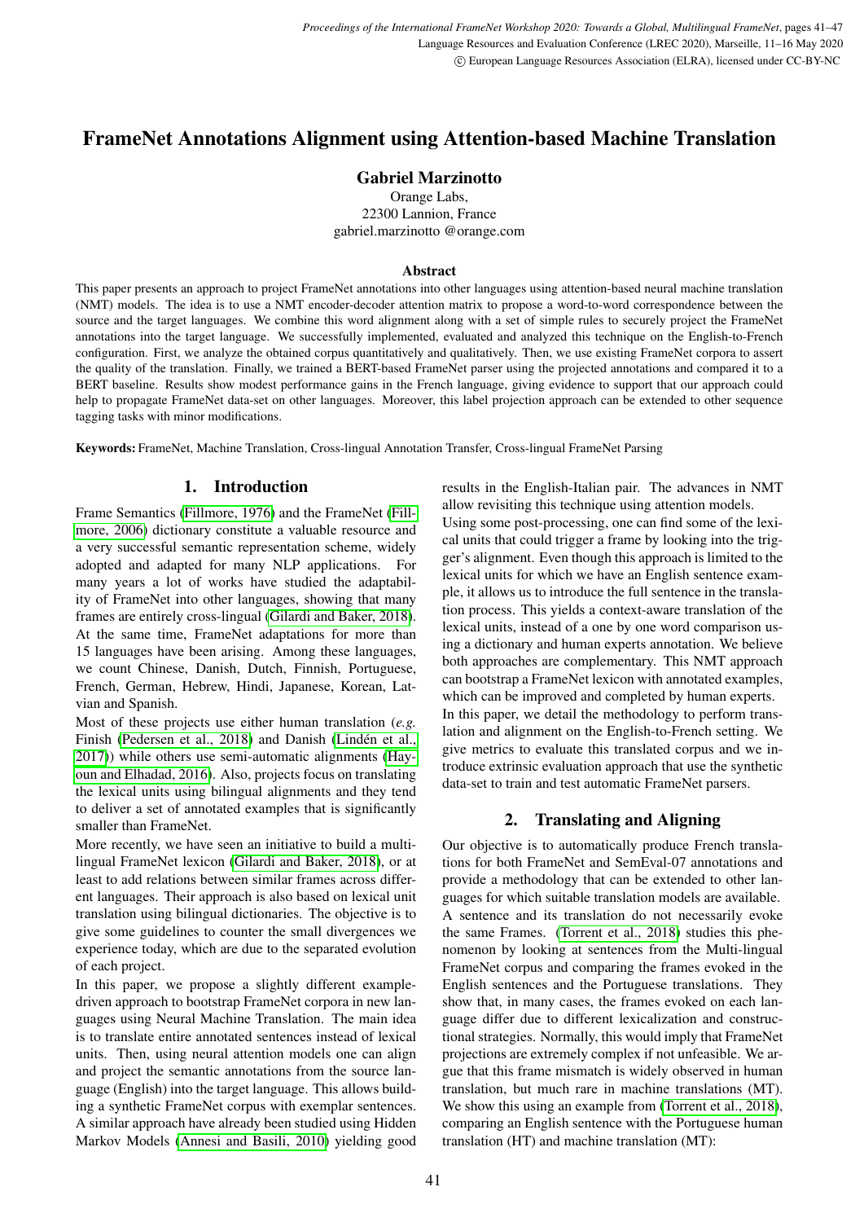# FrameNet Annotations Alignment using Attention-based Machine Translation

**Gabriel Marzinotto**

Orange Labs,
22300 Lannion, France
gabriel.marzinotto @orange.com

### Abstract

This paper presents an approach to project FrameNet annotations into other languages using attention-based neural machine translation (NMT) models. The idea is to use a NMT encoder-decoder attention matrix to propose a word-to-word correspondence between the source and the target languages. We combine this word alignment along with a set of simple rules to securely project the FrameNet annotations into the target language. We successfully implemented, evaluated and analyzed this technique on the English-to-French configuration. First, we analyze the obtained corpus quantitatively and qualitatively. Then, we use existing FrameNet corpora to assert the quality of the translation. Finally, we trained a BERT-based FrameNet parser using the projected annotations and compared it to a BERT baseline. Results show modest performance gains in the French language, giving evidence to support that our approach could help to propagate FrameNet data-set on other languages. Moreover, this label projection approach can be extended to other sequence tagging tasks with minor modifications.

**Keywords:** FrameNet, Machine Translation, Cross-lingual Annotation Transfer, Cross-lingual FrameNet Parsing

## 1. Introduction

Frame Semantics (Fillmore, 1976) and the FrameNet (Fillmore, 2006) dictionary constitute a valuable resource and a very successful semantic representation scheme, widely adopted and adapted for many NLP applications. For many years a lot of works have studied the adaptability of FrameNet into other languages, showing that many frames are entirely cross-lingual (Gilardi and Baker, 2018). At the same time, FrameNet adaptations for more than 15 languages have been arising. Among these languages, we count Chinese, Danish, Dutch, Finnish, Portuguese, French, German, Hebrew, Hindi, Japanese, Korean, Latvian and Spanish.

Most of these projects use either human translation (*e.g.* Finish (Pedersen et al., 2018) and Danish (Lindén et al., 2017)) while others use semi-automatic alignments (Hayoun and Elhadad, 2016). Also, projects focus on translating the lexical units using bilingual alignments and they tend to deliver a set of annotated examples that is significantly smaller than FrameNet.

More recently, we have seen an initiative to build a multilingual FrameNet lexicon (Gilardi and Baker, 2018), or at least to add relations between similar frames across different languages. Their approach is also based on lexical unit translation using bilingual dictionaries. The objective is to give some guidelines to counter the small divergences we experience today, which are due to the separated evolution of each project.

In this paper, we propose a slightly different example-driven approach to bootstrap FrameNet corpora in new languages using Neural Machine Translation. The main idea is to translate entire annotated sentences instead of lexical units. Then, using neural attention models one can align and project the semantic annotations from the source language (English) into the target language. This allows building a synthetic FrameNet corpus with exemplar sentences. A similar approach have already been studied using Hidden Markov Models (Annesi and Basili, 2010) yielding good results in the English-Italian pair. The advances in NMT allow revisiting this technique using attention models.

Using some post-processing, one can find some of the lexical units that could trigger a frame by looking into the trigger's alignment. Even though this approach is limited to the lexical units for which we have an English sentence example, it allows us to introduce the full sentence in the translation process. This yields a context-aware translation of the lexical units, instead of a one by one word comparison using a dictionary and human experts annotation. We believe both approaches are complementary. This NMT approach can bootstrap a FrameNet lexicon with annotated examples, which can be improved and completed by human experts.

In this paper, we detail the methodology to perform translation and alignment on the English-to-French setting. We give metrics to evaluate this translated corpus and we introduce extrinsic evaluation approach that use the synthetic data-set to train and test automatic FrameNet parsers.

## 2. Translating and Aligning

Our objective is to automatically produce French translations for both FrameNet and SemEval-07 annotations and provide a methodology that can be extended to other languages for which suitable translation models are available. A sentence and its translation do not necessarily evoke the same Frames. (Torrent et al., 2018) studies this phenomenon by looking at sentences from the Multi-lingual FrameNet corpus and comparing the frames evoked in the English sentences and the Portuguese translations. They show that, in many cases, the frames evoked on each language differ due to different lexicalization and constructional strategies. Normally, this would imply that FrameNet projections are extremely complex if not unfeasible. We argue that this frame mismatch is widely observed in human translation, but much rare in machine translations (MT). We show this using an example from (Torrent et al., 2018), comparing an English sentence with the Portuguese human translation (HT) and machine translation (MT):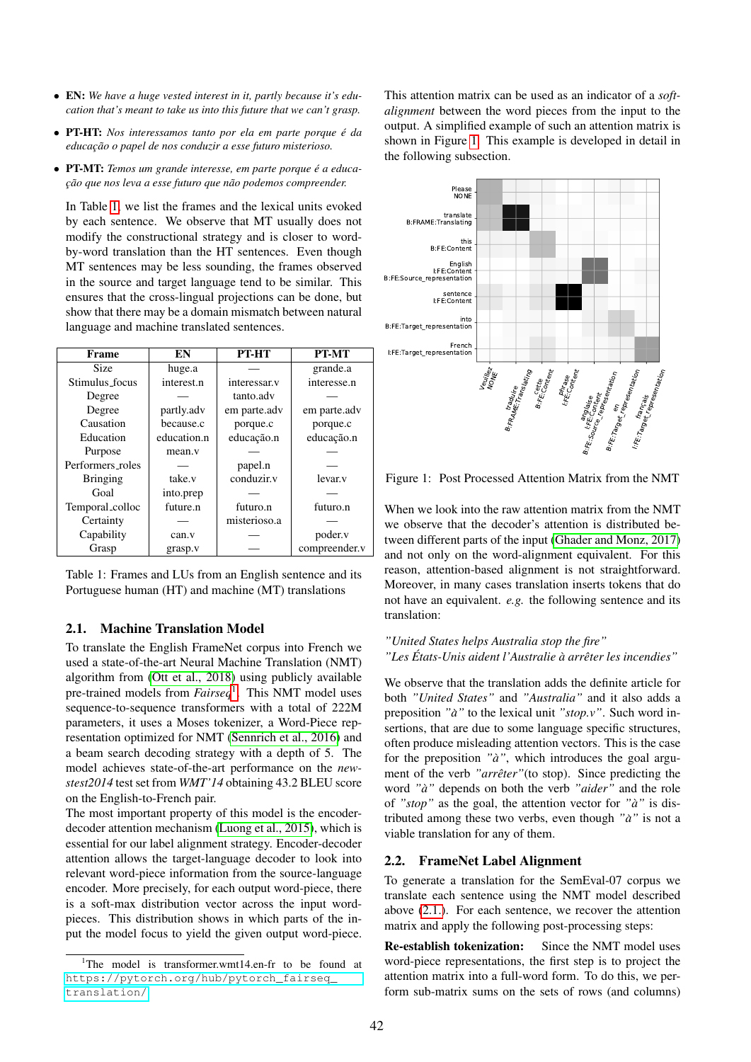- **EN:** *We have a huge vested interest in it, partly because it's education that's meant to take us into this future that we can't grasp.*
- **PT-HT:** *Nos interessamos tanto por ela em parte porque é da educação o papel de nos conduzir a esse futuro misterioso.*
- **PT-MT:** *Temos um grande interesse, em parte porque é a educação que nos leva a esse futuro que não podemos compreender.*

In Table 1, we list the frames and the lexical units evoked by each sentence. We observe that MT usually does not modify the constructional strategy and is closer to word-by-word translation than the HT sentences. Even though MT sentences may be less sounding, the frames observed in the source and target language tend to be similar. This ensures that the cross-lingual projections can be done, but show that there may be a domain mismatch between natural language and machine translated sentences.

| Frame | EN | PT-HT | PT-MT |
|---|---|---|---|
| Size | huge.a | — | grande.a |
| Stimulus_focus | interest.n | interessar.v | interesse.n |
| Degree | — | tanto.adv | — |
| Degree | partly.adv | em parte.adv | em parte.adv |
| Causation | because.c | porque.c | porque.c |
| Education | education.n | educação.n | educação.n |
| Purpose | mean.v | — | — |
| Performers_roles | — | papel.n | — |
| Bringing | take.v | conduzir.v | levar.v |
| Goal | into.prep | — | — |
| Temporal_colloc | future.n | futuro.n | futuro.n |
| Certainty | — | misterioso.a | — |
| Capability | can.v | — | poder.v |
| Grasp | grasp.v | — | compreender.v |

Table 1: Frames and LUs from an English sentence and its Portuguese human (HT) and machine (MT) translations

## 2.1. Machine Translation Model

To translate the English FrameNet corpus into French we used a state-of-the-art Neural Machine Translation (NMT) algorithm from (Ott et al., 2018) using publicly available pre-trained models from *Fairseq*[1]. This NMT model uses sequence-to-sequence transformers with a total of 222M parameters, it uses a Moses tokenizer, a Word-Piece representation optimized for NMT (Sennrich et al., 2016) and a beam search decoding strategy with a depth of 5. The model achieves state-of-the-art performance on the *newstest2014* test set from *WMT'14* obtaining 43.2 BLEU score on the English-to-French pair.

The most important property of this model is the encoder-decoder attention mechanism (Luong et al., 2015), which is essential for our label alignment strategy. Encoder-decoder attention allows the target-language decoder to look into relevant word-piece information from the source-language encoder. More precisely, for each output word-piece, there is a soft-max distribution vector across the input word-pieces. This distribution shows in which parts of the input the model focus to yield the given output word-piece.

This attention matrix can be used as an indicator of a *soft-alignment* between the word pieces from the input to the output. A simplified example of such an attention matrix is shown in Figure 1. This example is developed in detail in the following subsection.

Figure 1: Post Processed Attention Matrix from the NMT

When we look into the raw attention matrix from the NMT we observe that the decoder's attention is distributed between different parts of the input (Ghader and Monz, 2017) and not only on the word-alignment equivalent. For this reason, attention-based alignment is not straightforward. Moreover, in many cases translation inserts tokens that do not have an equivalent. *e.g.* the following sentence and its translation:

*"United States helps Australia stop the fire"*
*"Les États-Unis aident l'Australie à arrêter les incendies"*

We observe that the translation adds the definite article for both *"United States"* and *"Australia"* and it also adds a preposition *"à"* to the lexical unit *"stop.v"*. Such word insertions, that are due to some language specific structures, often produce misleading attention vectors. This is the case for the preposition *"à"*, which introduces the goal argument of the verb *"arrêter"*(to stop). Since predicting the word *"à"* depends on both the verb *"aider"* and the role of *"stop"* as the goal, the attention vector for *"à"* is distributed among these two verbs, even though *"à"* is not a viable translation for any of them.

## 2.2. FrameNet Label Alignment

To generate a translation for the SemEval-07 corpus we translate each sentence using the NMT model described above (2.1.). For each sentence, we recover the attention matrix and apply the following post-processing steps:

**Re-establish tokenization:** Since the NMT model uses word-piece representations, the first step is to project the attention matrix into a full-word form. To do this, we perform sub-matrix sums on the sets of rows (and columns)

[1]The model is transformer.wmt14.en-fr to be found at https://pytorch.org/hub/pytorch_fairseq_translation/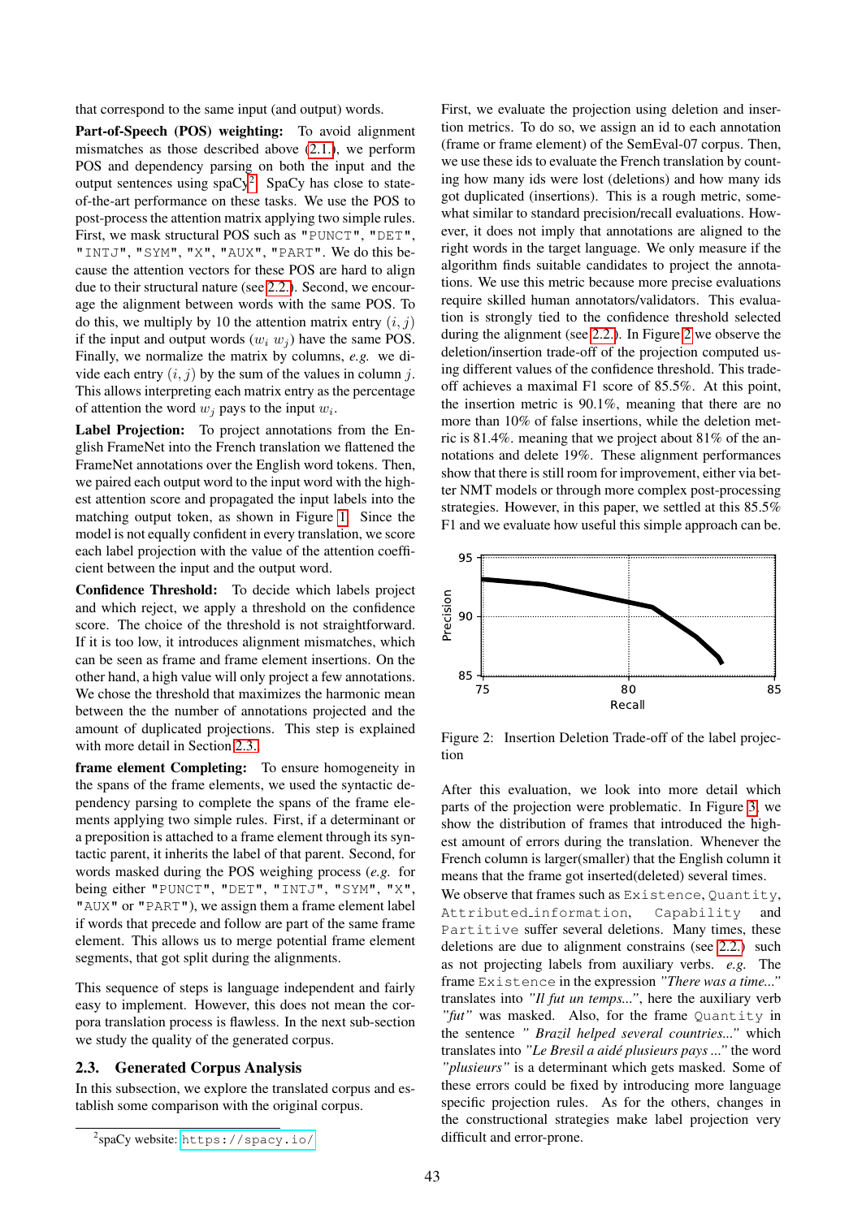that correspond to the same input (and output) words.

**Part-of-Speech (POS) weighting:** To avoid alignment mismatches as those described above (2.1.), we perform POS and dependency parsing on both the input and output sentences using spaCy[2]. SpaCy has close to state-of-the-art performance on these tasks. We use the POS to post-process the attention matrix applying two simple rules. First, we mask structural POS such as "PUNCT", "DET", "INTJ", "SYM", "X", "AUX", "PART". We do this because the attention vectors for these POS are hard to align due to their structural nature (see 2.2.). Second, we encourage the alignment between words with the same POS. To do this, we multiply by 10 the attention matrix entry $(i, j)$ if the input and output words $(w_i\ w_j)$ have the same POS. Finally, we normalize the matrix by columns, *e.g.* we divide each entry $(i, j)$ by the sum of the values in column $j$. This allows interpreting each matrix entry as the percentage of attention the word $w_j$ pays to the input $w_i$.

**Label Projection:** To project annotations from the English FrameNet into the French translation we flattened the FrameNet annotations over the English word tokens. Then, we paired each output word to the input word with the highest attention score and propagated the input labels into the matching output token, as shown in Figure 1. Since the model is not equally confident in every translation, we score each label projection with the value of the attention coefficient between the input and the output word.

**Confidence Threshold:** To decide which labels project and which reject, we apply a threshold on the confidence score. The choice of the threshold is not straightforward. If it is too low, it introduces alignment mismatches, which can be seen as frame and frame element insertions. On the other hand, a high value will only project a few annotations. We chose the threshold that maximizes the harmonic mean between the number of annotations projected and the amount of duplicated projections. This step is explained with more detail in Section 2.3.

**frame element Completing:** To ensure homogeneity in the spans of the frame elements, we used the syntactic dependency parsing to complete the spans of the frame elements applying two simple rules. First, if a determinant or a preposition is attached to a frame element through its syntactic parent, it inherits the label of that parent. Second, for words masked during the POS weighing process (*e.g.* for being either "PUNCT", "DET", "INTJ", "SYM", "X", "AUX" or "PART"), we assign them a frame element label if words that precede and follow are part of the same frame element. This allows us to merge potential frame element segments, that got split during the alignments.

This sequence of steps is language independent and fairly easy to implement. However, this does not mean the corpora translation process is flawless. In the next sub-section we study the quality of the generated corpus.

## 2.3. Generated Corpus Analysis

In this subsection, we explore the translated corpus and establish some comparison with the original corpus.

[2] spaCy website: https://spacy.io/

First, we evaluate the projection using deletion and insertion metrics. To do so, we assign an id to each annotation (frame or frame element) of the SemEval-07 corpus. Then, we use these ids to evaluate the French translation by counting how many ids were lost (deletions) and how many ids got duplicated (insertions). This is a rough metric, somewhat similar to standard precision/recall evaluations. However, it does not imply that annotations are aligned to the right words in the target language. We only measure if the algorithm finds suitable candidates to project the annotations. We use this metric because more precise evaluations require skilled human annotators/validators. This evaluation is strongly tied to the confidence threshold selected during the alignment (see 2.2.). In Figure 2 we observe the deletion/insertion trade-off of the projection computed using different values of the confidence threshold. This trade-off achieves a maximal F1 score of 85.5%. At this point, the insertion metric is 90.1%, meaning that there are no more than 10% of false insertions, while the deletion metric is 81.4%. meaning that we project about 81% of the annotations and delete 19%. These alignment performances show that there is still room for improvement, either via better NMT models or through more complex post-processing strategies. However, in this paper, we settled at this 85.5% F1 and we evaluate how useful this simple approach can be.

Figure 2: Insertion Deletion Trade-off of the label projection

After this evaluation, we look into more detail which parts of the projection were problematic. In Figure 3, we show the distribution of frames that introduced the highest amount of errors during the translation. Whenever the French column is larger(smaller) that the English column it means that the frame got inserted(deleted) several times.

We observe that frames such as `Existence`, `Quantity`, `Attributed_information`, `Capability` and `Partitive` suffer several deletions. Many times, these deletions are due to alignment constrains (see 2.2.) such as not projecting labels from auxiliary verbs. *e.g.* The frame `Existence` in the expression *"There was a time..."* translates into *"Il fut un temps..."*, here the auxiliary verb *"fut"* was masked. Also, for the frame `Quantity` in the sentence *" Brazil helped several countries..."* which translates into *"Le Bresil a aidé plusieurs pays ..."* the word *"plusieurs"* is a determinant which gets masked. Some of these errors could be fixed by introducing more language specific projection rules. As for the others, changes in the constructional strategies make label projection very difficult and error-prone.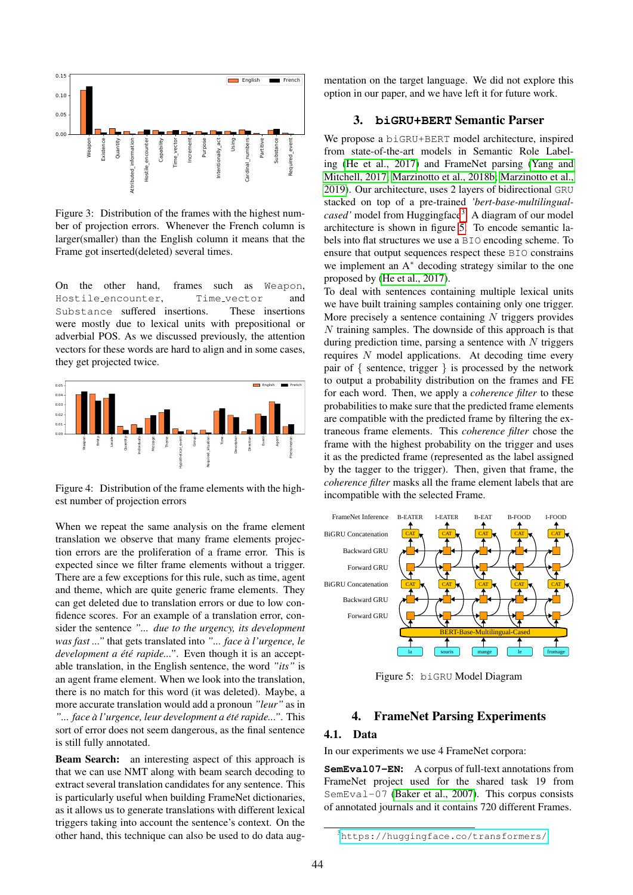Figure 3: Distribution of the frames with the highest number of projection errors. Whenever the French column is larger(smaller) than the English column it means that the Frame got inserted(deleted) several times.

On the other hand, frames such as Weapon, Hostile_encounter, Time_vector and Substance suffered insertions. These insertions were mostly due to lexical units with prepositional or adverbial POS. As we discussed previously, the attention vectors for these words are hard to align and in some cases, they get projected twice.

Figure 4: Distribution of the frame elements with the highest number of projection errors

When we repeat the same analysis on the frame element translation we observe that many frame elements projection errors are the proliferation of a frame error. This is expected since we filter frame elements without a trigger. There are a few exceptions for this rule, such as time, agent and theme, which are quite generic frame elements. They can get deleted due to translation errors or due to low confidence scores. For an example of a translation error, consider the sentence *"... due to the urgency, its development was fast ..."* that gets translated into *"... face à l'urgence, le development a été rapide..."*. Even though it is an acceptable translation, in the English sentence, the word *"its"* is an agent frame element. When we look into the translation, there is no match for this word (it was deleted). Maybe, a more accurate translation would add a pronoun *"leur"* as in *"... face à l'urgence, leur development a été rapide..."*. This sort of error does not seem dangerous, as the final sentence is still fully annotated.

**Beam Search:** an interesting aspect of this approach is that we can use NMT along with beam search decoding to extract several translation candidates for any sentence. This is particularly useful when building FrameNet dictionaries, as it allows us to generate translations with different lexical triggers taking into account the sentence's context. On the other hand, this technique can also be used to do data augmentation on the target language. We did not explore this option in our paper, and we have left it for future work.

## 3. biGRU+BERT Semantic Parser

We propose a biGRU+BERT model architecture, inspired from state-of-the-art models in Semantic Role Labeling (He et al., 2017) and FrameNet parsing (Yang and Mitchell, 2017; Marzinotto et al., 2018b; Marzinotto et al., 2019). Our architecture, uses 2 layers of bidirectional GRU stacked on top of a pre-trained *'bert-base-multilingual-cased'* model from Huggingface[3]. A diagram of our model architecture is shown in figure 5. To encode semantic labels into flat structures we use a BIO encoding scheme. To ensure that output sequences respect these BIO constrains we implement an $A^*$ decoding strategy similar to the one proposed by (He et al., 2017).

To deal with sentences containing multiple lexical units we have built training samples containing only one trigger. More precisely a sentence containing $N$ triggers provides $N$ training samples. The downside of this approach is that during prediction time, parsing a sentence with $N$ triggers requires $N$ model applications. At decoding time every pair of { sentence, trigger } is processed by the network to output a probability distribution on the frames and FE for each word. Then, we apply a *coherence filter* to these probabilities to make sure that the predicted frame elements are compatible with the predicted frame by filtering the extraneous frame elements. This *coherence filter* chose the frame with the highest probability on the trigger and uses it as the predicted frame (represented as the label assigned by the tagger to the trigger). Then, given that frame, the *coherence filter* masks all the frame element labels that are incompatible with the selected Frame.

Figure 5: biGRU Model Diagram

## 4. FrameNet Parsing Experiments

### 4.1. Data

In our experiments we use 4 FrameNet corpora:

**SemEval07-EN:** A corpus of full-text annotations from FrameNet project used for the shared task 19 from SemEval-07 (Baker et al., 2007). This corpus consists of annotated journals and it contains 720 different Frames.

[3] https://huggingface.co/transformers/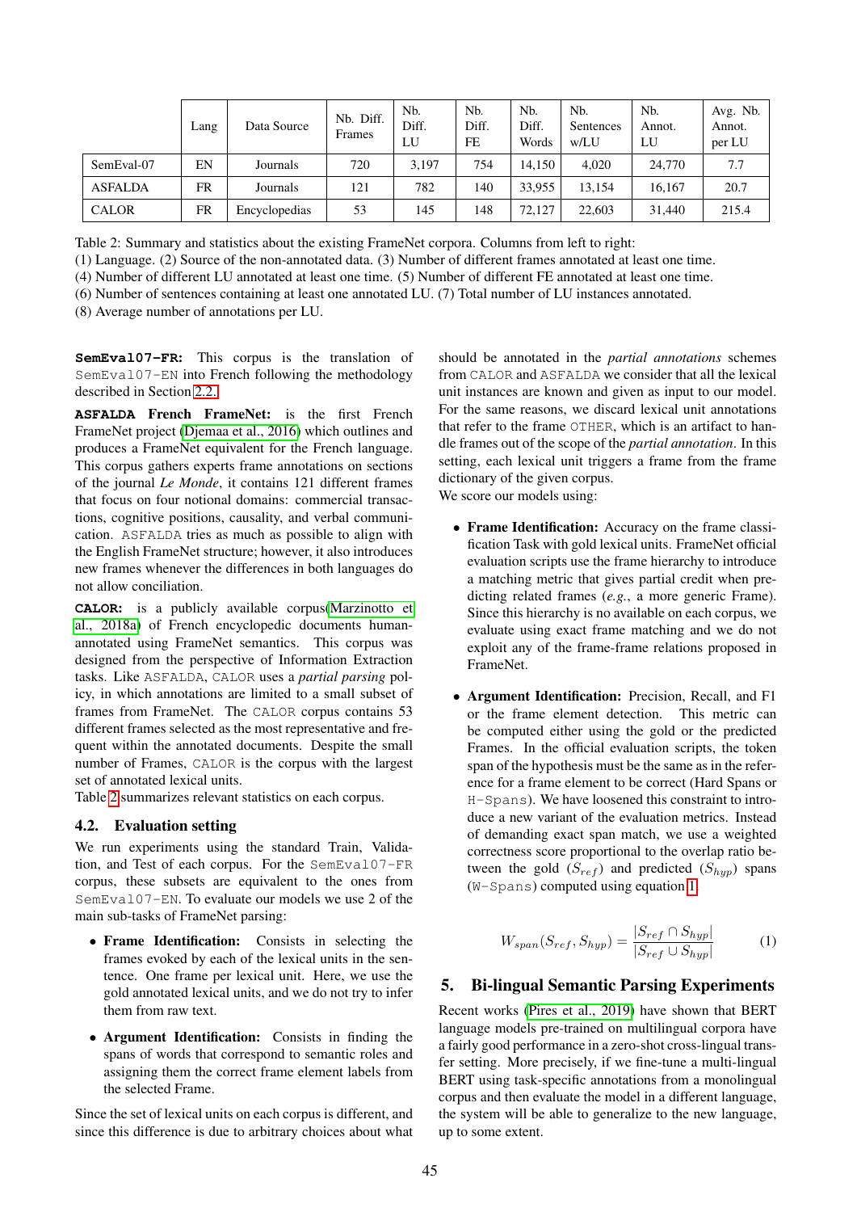| | Lang | Data Source | Nb. Diff. Frames | Nb. Diff. LU | Nb. Diff. FE | Nb. Diff. Words | Nb. Sentences w/LU | Nb. Annot. LU | Avg. Nb. Annot. per LU |
|---|---|---|---|---|---|---|---|---|---|
| SemEval-07 | EN | Journals | 720 | 3,197 | 754 | 14,150 | 4,020 | 24,770 | 7.7 |
| ASFALDA | FR | Journals | 121 | 782 | 140 | 33,955 | 13,154 | 16,167 | 20.7 |
| CALOR | FR | Encyclopedias | 53 | 145 | 148 | 72,127 | 22,603 | 31,440 | 215.4 |

Table 2: Summary and statistics about the existing FrameNet corpora. Columns from left to right:
(1) Language. (2) Source of the non-annotated data. (3) Number of different frames annotated at least one time.
(4) Number of different LU annotated at least one time. (5) Number of different FE annotated at least one time.
(6) Number of sentences containing at least one annotated LU. (7) Total number of LU instances annotated.
(8) Average number of annotations per LU.

**SemEval07-FR:** This corpus is the translation of SemEval07-EN into French following the methodology described in Section 2.2.

**ASFALDA French FrameNet:** is the first French FrameNet project (Djemaa et al., 2016) which outlines and produces a FrameNet equivalent for the French language. This corpus gathers experts frame annotations on sections of the journal *Le Monde*, it contains 121 different frames that focus on four notional domains: commercial transactions, cognitive positions, causality, and verbal communication. ASFALDA tries as much as possible to align with the English FrameNet structure; however, it also introduces new frames whenever the differences in both languages do not allow conciliation.

**CALOR:** is a publicly available corpus(Marzinotto et al., 2018a) of French encyclopedic documents human-annotated using FrameNet semantics. This corpus was designed from the perspective of Information Extraction tasks. Like ASFALDA, CALOR uses a *partial parsing* policy, in which annotations are limited to a small subset of frames from FrameNet. The CALOR corpus contains 53 different frames selected as the most representative and frequent within the annotated documents. Despite the small number of Frames, CALOR is the corpus with the largest set of annotated lexical units.

Table 2 summarizes relevant statistics on each corpus.

### 4.2. Evaluation setting

We run experiments using the standard Train, Validation, and Test of each corpus. For the SemEval07-FR corpus, these subsets are equivalent to the ones from SemEval07-EN. To evaluate our models we use 2 of the main sub-tasks of FrameNet parsing:

- **Frame Identification:** Consists in selecting the frames evoked by each of the lexical units in the sentence. One frame per lexical unit. Here, we use the gold annotated lexical units, and we do not try to infer them from raw text.
- **Argument Identification:** Consists in finding the spans of words that correspond to semantic roles and assigning them the correct frame element labels from the selected Frame.

Since the set of lexical units on each corpus is different, and since this difference is due to arbitrary choices about what should be annotated in the *partial annotations* schemes from CALOR and ASFALDA we consider that all the lexical unit instances are known and given as input to our model. For the same reasons, we discard lexical unit annotations that refer to the frame OTHER, which is an artifact to handle frames out of the scope of the *partial annotation*. In this setting, each lexical unit triggers a frame from the frame dictionary of the given corpus.

We score our models using:

- **Frame Identification:** Accuracy on the frame classification Task with gold lexical units. FrameNet official evaluation scripts use the frame hierarchy to introduce a matching metric that gives partial credit when predicting related frames (*e.g.*, a more generic Frame). Since this hierarchy is no available on each corpus, we evaluate using exact frame matching and we do not exploit any of the frame-frame relations proposed in FrameNet.
- **Argument Identification:** Precision, Recall, and F1 or the frame element detection. This metric can be computed either using the gold or the predicted Frames. In the official evaluation scripts, the token span of the hypothesis must be the same as in the reference for a frame element to be correct (Hard Spans or H-Spans). We have loosened this constraint to introduce a new variant of the evaluation metrics. Instead of demanding exact span match, we use a weighted correctness score proportional to the overlap ratio between the gold ($S_{ref}$) and predicted ($S_{hyp}$) spans (W-Spans) computed using equation 1.

$$W_{span}(S_{ref}, S_{hyp}) = \frac{|S_{ref} \cap S_{hyp}|}{|S_{ref} \cup S_{hyp}|} \quad (1)$$

## 5. Bi-lingual Semantic Parsing Experiments

Recent works (Pires et al., 2019) have shown that BERT language models pre-trained on multilingual corpora have a fairly good performance in a zero-shot cross-lingual transfer setting. More precisely, if we fine-tune a multi-lingual BERT using task-specific annotations from a monolingual corpus and then evaluate the model in a different language, the system will be able to generalize to the new language, up to some extent.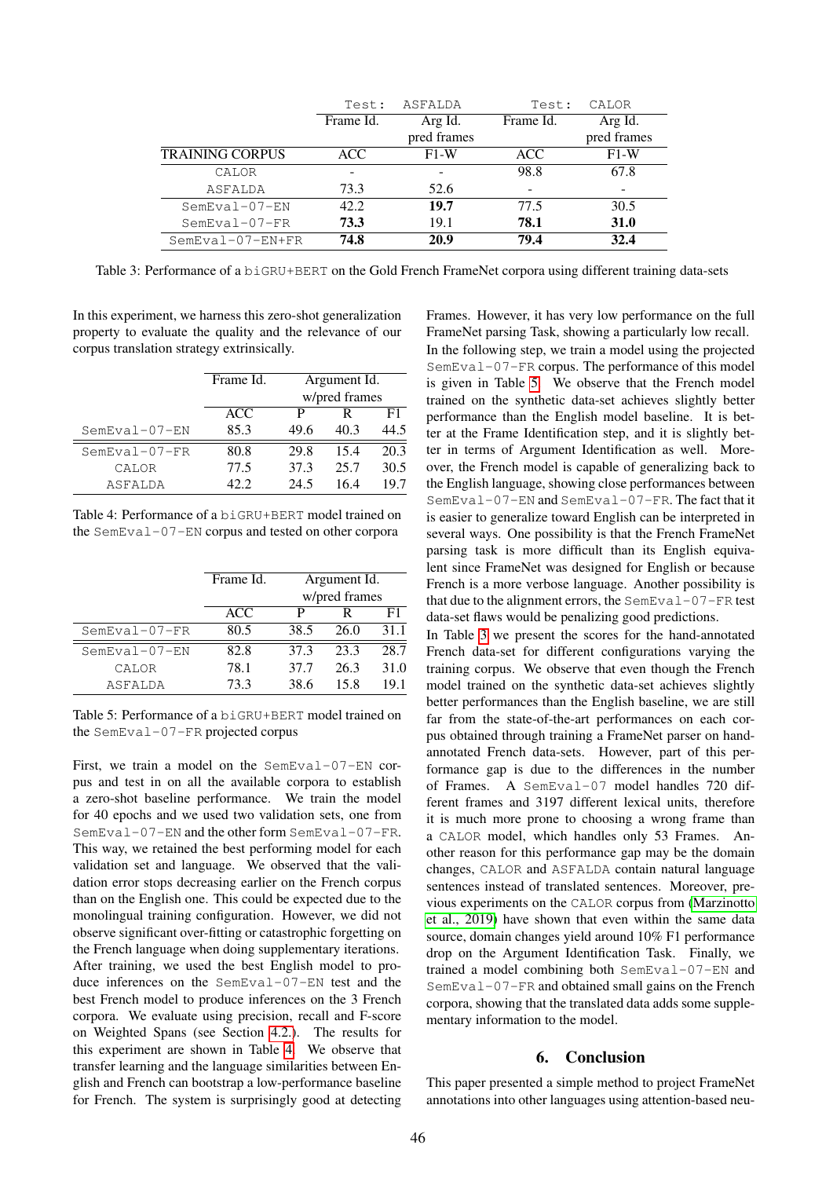| | Test: ASFALDA | | Test: CALOR | |
|---|---|---|---|---|
| | Frame Id. | Arg Id. pred frames | Frame Id. | Arg Id. pred frames |
| TRAINING CORPUS | ACC | F1-W | ACC | F1-W |
| CALOR | - | - | 98.8 | 67.8 |
| ASFALDA | 73.3 | 52.6 | - | - |
| SemEval-07-EN | 42.2 | **19.7** | 77.5 | 30.5 |
| SemEval-07-FR | **73.3** | 19.1 | **78.1** | **31.0** |
| SemEval-07-EN+FR | **74.8** | **20.9** | **79.4** | **32.4** |

Table 3: Performance of a biGRU+BERT on the Gold French FrameNet corpora using different training data-sets

In this experiment, we harness this zero-shot generalization property to evaluate the quality and the relevance of our corpus translation strategy extrinsically.

| | Frame Id. | Argument Id. w/pred frames | | |
|---|---|---|---|---|
| | ACC | P | R | F1 |
| SemEval-07-EN | 85.3 | 49.6 | 40.3 | 44.5 |
| SemEval-07-FR | 80.8 | 29.8 | 15.4 | 20.3 |
| CALOR | 77.5 | 37.3 | 25.7 | 30.5 |
| ASFALDA | 42.2 | 24.5 | 16.4 | 19.7 |

Table 4: Performance of a biGRU+BERT model trained on the SemEval-07-EN corpus and tested on other corpora

| | Frame Id. | Argument Id. w/pred frames | | |
|---|---|---|---|---|
| | ACC | P | R | F1 |
| SemEval-07-FR | 80.5 | 38.5 | 26.0 | 31.1 |
| SemEval-07-EN | 82.8 | 37.3 | 23.3 | 28.7 |
| CALOR | 78.1 | 37.7 | 26.3 | 31.0 |
| ASFALDA | 73.3 | 38.6 | 15.8 | 19.1 |

Table 5: Performance of a biGRU+BERT model trained on the SemEval-07-FR projected corpus

First, we train a model on the SemEval-07-EN corpus and test in on all the available corpora to establish a zero-shot baseline performance. We train the model for 40 epochs and we used two validation sets, one from SemEval-07-EN and the other form SemEval-07-FR. This way, we retained the best performing model for each validation set and language. We observed that the validation error stops decreasing earlier on the French corpus than on the English one. This could be expected due to the monolingual training configuration. However, we did not observe significant over-fitting or catastrophic forgetting on the French language when doing supplementary iterations. After training, we used the best English model to produce inferences on the SemEval-07-EN test and the best French model to produce inferences on the 3 French corpora. We evaluate using precision, recall and F-score on Weighted Spans (see Section 4.2.). The results for this experiment are shown in Table 4. We observe that transfer learning and the language similarities between English and French can bootstrap a low-performance baseline for French. The system is surprisingly good at detecting Frames. However, it has very low performance on the full FrameNet parsing Task, showing a particularly low recall.

In the following step, we train a model using the projected SemEval-07-FR corpus. The performance of this model is given in Table 5. We observe that the French model trained on the synthetic data-set achieves slightly better performance than the English model baseline. It is better at the Frame Identification step, and it is slightly better in terms of Argument Identification as well. Moreover, the French model is capable of generalizing back to the English language, showing close performances between SemEval-07-EN and SemEval-07-FR. The fact that it is easier to generalize toward English can be interpreted in several ways. One possibility is that the French FrameNet parsing task is more difficult than its English equivalent since FrameNet was designed for English or because French is a more verbose language. Another possibility is that due to the alignment errors, the SemEval-07-FR test data-set flaws would be penalizing good predictions.

In Table 3 we present the scores for the hand-annotated French data-set for different configurations varying the training corpus. We observe that even though the French model trained on the synthetic data-set achieves slightly better performances than the English baseline, we are still far from the state-of-the-art performances on each corpus obtained through training a FrameNet parser on hand-annotated French data-sets. However, part of this performance gap is due to the differences in the number of Frames. A SemEval-07 model handles 720 different frames and 3197 different lexical units, therefore it is much more prone to choosing a wrong frame than a CALOR model, which handles only 53 Frames. Another reason for this performance gap may be the domain changes, CALOR and ASFALDA contain natural language sentences instead of translated sentences. Moreover, previous experiments on the CALOR corpus from (Marzinotto et al., 2019) have shown that even within the same data source, domain changes yield around 10% F1 performance drop on the Argument Identification Task. Finally, we trained a model combining both SemEval-07-EN and SemEval-07-FR and obtained small gains on the French corpora, showing that the translated data adds some supplementary information to the model.

## 6. Conclusion

This paper presented a simple method to project FrameNet annotations into other languages using attention-based neu-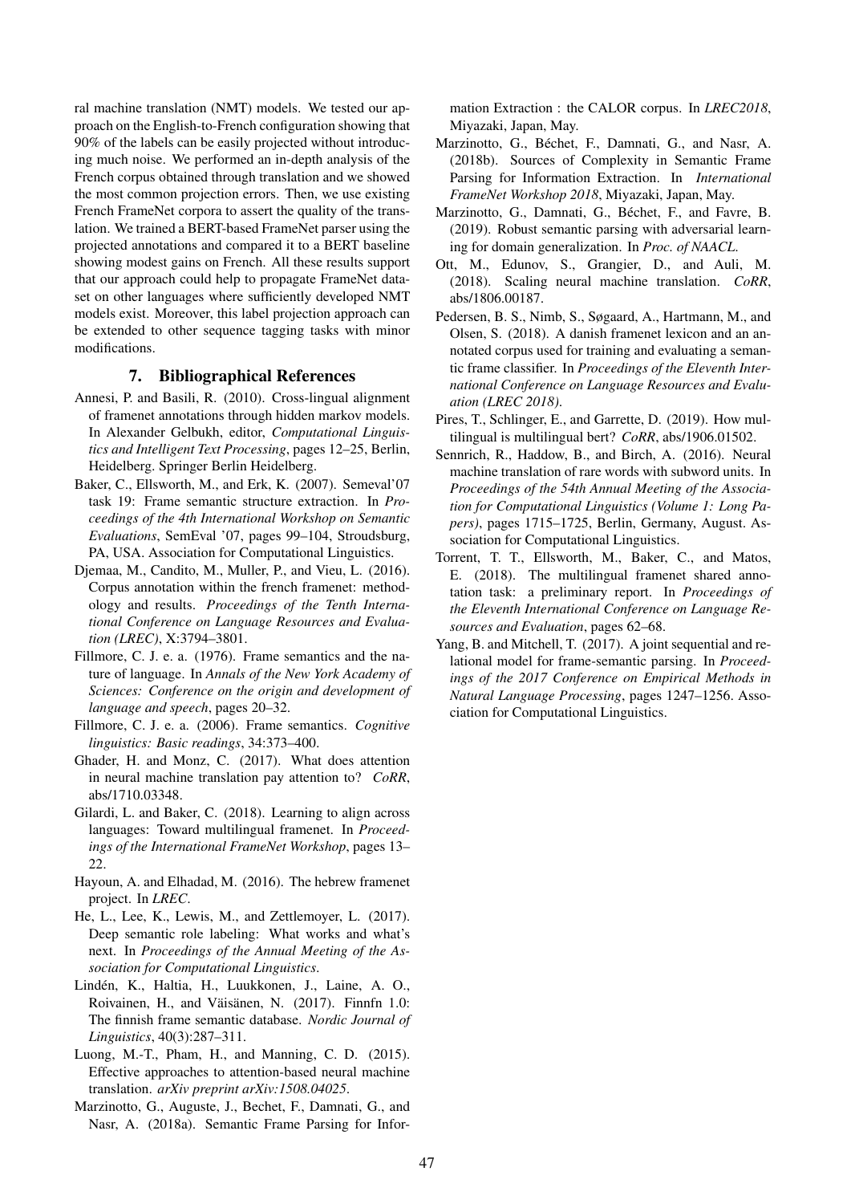ral machine translation (NMT) models. We tested our approach on the English-to-French configuration showing that 90% of the labels can be easily projected without introducing much noise. We performed an in-depth analysis of the French corpus obtained through translation and we showed the most common projection errors. Then, we use existing French FrameNet corpora to assert the quality of the translation. We trained a BERT-based FrameNet parser using the projected annotations and compared it to a BERT baseline showing modest gains on French. All these results support that our approach could help to propagate FrameNet dataset on other languages where sufficiently developed NMT models exist. Moreover, this label projection approach can be extended to other sequence tagging tasks with minor modifications.

## 7. Bibliographical References

Annesi, P. and Basili, R. (2010). Cross-lingual alignment of framenet annotations through hidden markov models. In Alexander Gelbukh, editor, *Computational Linguistics and Intelligent Text Processing*, pages 12–25, Berlin, Heidelberg. Springer Berlin Heidelberg.

Baker, C., Ellsworth, M., and Erk, K. (2007). Semeval'07 task 19: Frame semantic structure extraction. In *Proceedings of the 4th International Workshop on Semantic Evaluations*, SemEval '07, pages 99–104, Stroudsburg, PA, USA. Association for Computational Linguistics.

Djemaa, M., Candito, M., Muller, P., and Vieu, L. (2016). Corpus annotation within the french framenet: methodology and results. *Proceedings of the Tenth International Conference on Language Resources and Evaluation (LREC)*, X:3794–3801.

Fillmore, C. J. e. a. (1976). Frame semantics and the nature of language. In *Annals of the New York Academy of Sciences: Conference on the origin and development of language and speech*, pages 20–32.

Fillmore, C. J. e. a. (2006). Frame semantics. *Cognitive linguistics: Basic readings*, 34:373–400.

Ghader, H. and Monz, C. (2017). What does attention in neural machine translation pay attention to? *CoRR*, abs/1710.03348.

Gilardi, L. and Baker, C. (2018). Learning to align across languages: Toward multilingual framenet. In *Proceedings of the International FrameNet Workshop*, pages 13–22.

Hayoun, A. and Elhadad, M. (2016). The hebrew framenet project. In *LREC*.

He, L., Lee, K., Lewis, M., and Zettlemoyer, L. (2017). Deep semantic role labeling: What works and what's next. In *Proceedings of the Annual Meeting of the Association for Computational Linguistics*.

Lindén, K., Haltia, H., Luukkonen, J., Laine, A. O., Roivainen, H., and Väisänen, N. (2017). Finnfn 1.0: The finnish frame semantic database. *Nordic Journal of Linguistics*, 40(3):287–311.

Luong, M.-T., Pham, H., and Manning, C. D. (2015). Effective approaches to attention-based neural machine translation. *arXiv preprint arXiv:1508.04025*.

Marzinotto, G., Auguste, J., Bechet, F., Damnati, G., and Nasr, A. (2018a). Semantic Frame Parsing for Information Extraction : the CALOR corpus. In *LREC2018*, Miyazaki, Japan, May.

Marzinotto, G., Béchet, F., Damnati, G., and Nasr, A. (2018b). Sources of Complexity in Semantic Frame Parsing for Information Extraction. In *International FrameNet Workshop 2018*, Miyazaki, Japan, May.

Marzinotto, G., Damnati, G., Béchet, F., and Favre, B. (2019). Robust semantic parsing with adversarial learning for domain generalization. In *Proc. of NAACL*.

Ott, M., Edunov, S., Grangier, D., and Auli, M. (2018). Scaling neural machine translation. *CoRR*, abs/1806.00187.

Pedersen, B. S., Nimb, S., Søgaard, A., Hartmann, M., and Olsen, S. (2018). A danish framenet lexicon and an annotated corpus used for training and evaluating a semantic frame classifier. In *Proceedings of the Eleventh International Conference on Language Resources and Evaluation (LREC 2018)*.

Pires, T., Schlinger, E., and Garrette, D. (2019). How multilingual is multilingual bert? *CoRR*, abs/1906.01502.

Sennrich, R., Haddow, B., and Birch, A. (2016). Neural machine translation of rare words with subword units. In *Proceedings of the 54th Annual Meeting of the Association for Computational Linguistics (Volume 1: Long Papers)*, pages 1715–1725, Berlin, Germany, August. Association for Computational Linguistics.

Torrent, T. T., Ellsworth, M., Baker, C., and Matos, E. (2018). The multilingual framenet shared annotation task: a preliminary report. In *Proceedings of the Eleventh International Conference on Language Resources and Evaluation*, pages 62–68.

Yang, B. and Mitchell, T. (2017). A joint sequential and relational model for frame-semantic parsing. In *Proceedings of the 2017 Conference on Empirical Methods in Natural Language Processing*, pages 1247–1256. Association for Computational Linguistics.